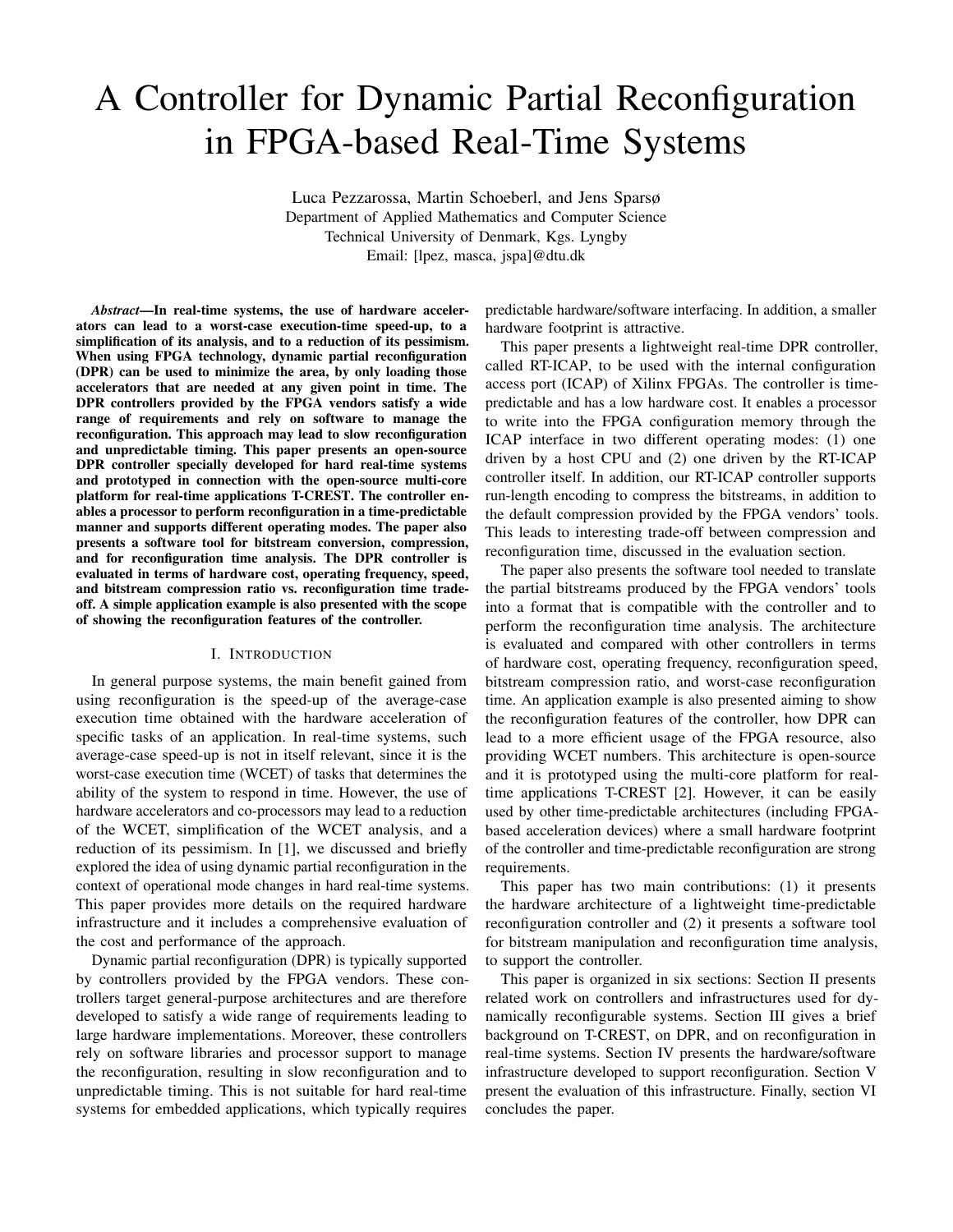# A Controller for Dynamic Partial Reconfiguration in FPGA-based Real-Time Systems

Luca Pezzarossa, Martin Schoeberl, and Jens Sparsø
Department of Applied Mathematics and Computer Science
Technical University of Denmark, Kgs. Lyngby
Email: [lpez, masca, jspa]@dtu.dk

***Abstract*—In real-time systems, the use of hardware accelerators can lead to a worst-case execution-time speed-up, to a simplification of its analysis, and to a reduction of its pessimism. When using FPGA technology, dynamic partial reconfiguration (DPR) can be used to minimize the area, by only loading those accelerators that are needed at any given point in time. The DPR controllers provided by the FPGA vendors satisfy a wide range of requirements and rely on software to manage the reconfiguration. This approach may lead to slow reconfiguration and unpredictable timing. This paper presents an open-source DPR controller specially developed for hard real-time systems and prototyped in connection with the open-source multi-core platform for real-time applications T-CREST. The controller enables a processor to perform reconfiguration in a time-predictable manner and supports different operating modes. The paper also presents a software tool for bitstream conversion, compression, and for reconfiguration time analysis. The DPR controller is evaluated in terms of hardware cost, operating frequency, speed, and bitstream compression ratio vs. reconfiguration time trade-off. A simple application example is also presented with the scope of showing the reconfiguration features of the controller.**

## I. Introduction

In general purpose systems, the main benefit gained from using reconfiguration is the speed-up of the average-case execution time obtained with the hardware acceleration of specific tasks of an application. In real-time systems, such average-case speed-up is not in itself relevant, since it is the worst-case execution time (WCET) of tasks that determines the ability of the system to respond in time. However, the use of hardware accelerators and co-processors may lead to a reduction of the WCET, simplification of the WCET analysis, and a reduction of its pessimism. In [1], we discussed and briefly explored the idea of using dynamic partial reconfiguration in the context of operational mode changes in hard real-time systems. This paper provides more details on the required hardware infrastructure and it includes a comprehensive evaluation of the cost and performance of the approach.

Dynamic partial reconfiguration (DPR) is typically supported by controllers provided by the FPGA vendors. These controllers target general-purpose architectures and are therefore developed to satisfy a wide range of requirements leading to large hardware implementations. Moreover, these controllers rely on software libraries and processor support to manage the reconfiguration, resulting in slow reconfiguration and to unpredictable timing. This is not suitable for hard real-time systems for embedded applications, which typically requires predictable hardware/software interfacing. In addition, a smaller hardware footprint is attractive.

This paper presents a lightweight real-time DPR controller, called RT-ICAP, to be used with the internal configuration access port (ICAP) of Xilinx FPGAs. The controller is time-predictable and has a low hardware cost. It enables a processor to write into the FPGA configuration memory through the ICAP interface in two different operating modes: (1) one driven by a host CPU and (2) one driven by the RT-ICAP controller itself. In addition, our RT-ICAP controller supports run-length encoding to compress the bitstreams, in addition to the default compression provided by the FPGA vendors' tools. This leads to interesting trade-off between compression and reconfiguration time, discussed in the evaluation section.

The paper also presents the software tool needed to translate the partial bitstreams produced by the FPGA vendors' tools into a format that is compatible with the controller and to perform the reconfiguration time analysis. The architecture is evaluated and compared with other controllers in terms of hardware cost, operating frequency, reconfiguration speed, bitstream compression ratio, and worst-case reconfiguration time. An application example is also presented aiming to show the reconfiguration features of the controller, how DPR can lead to a more efficient usage of the FPGA resource, also providing WCET numbers. This architecture is open-source and it is prototyped using the multi-core platform for real-time applications T-CREST [2]. However, it can be easily used by other time-predictable architectures (including FPGA-based acceleration devices) where a small hardware footprint of the controller and time-predictable reconfiguration are strong requirements.

This paper has two main contributions: (1) it presents the hardware architecture of a lightweight time-predictable reconfiguration controller and (2) it presents a software tool for bitstream manipulation and reconfiguration time analysis, to support the controller.

This paper is organized in six sections: Section II presents related work on controllers and infrastructures used for dynamically reconfigurable systems. Section III gives a brief background on T-CREST, on DPR, and on reconfiguration in real-time systems. Section IV presents the hardware/software infrastructure developed to support reconfiguration. Section V present the evaluation of this infrastructure. Finally, section VI concludes the paper.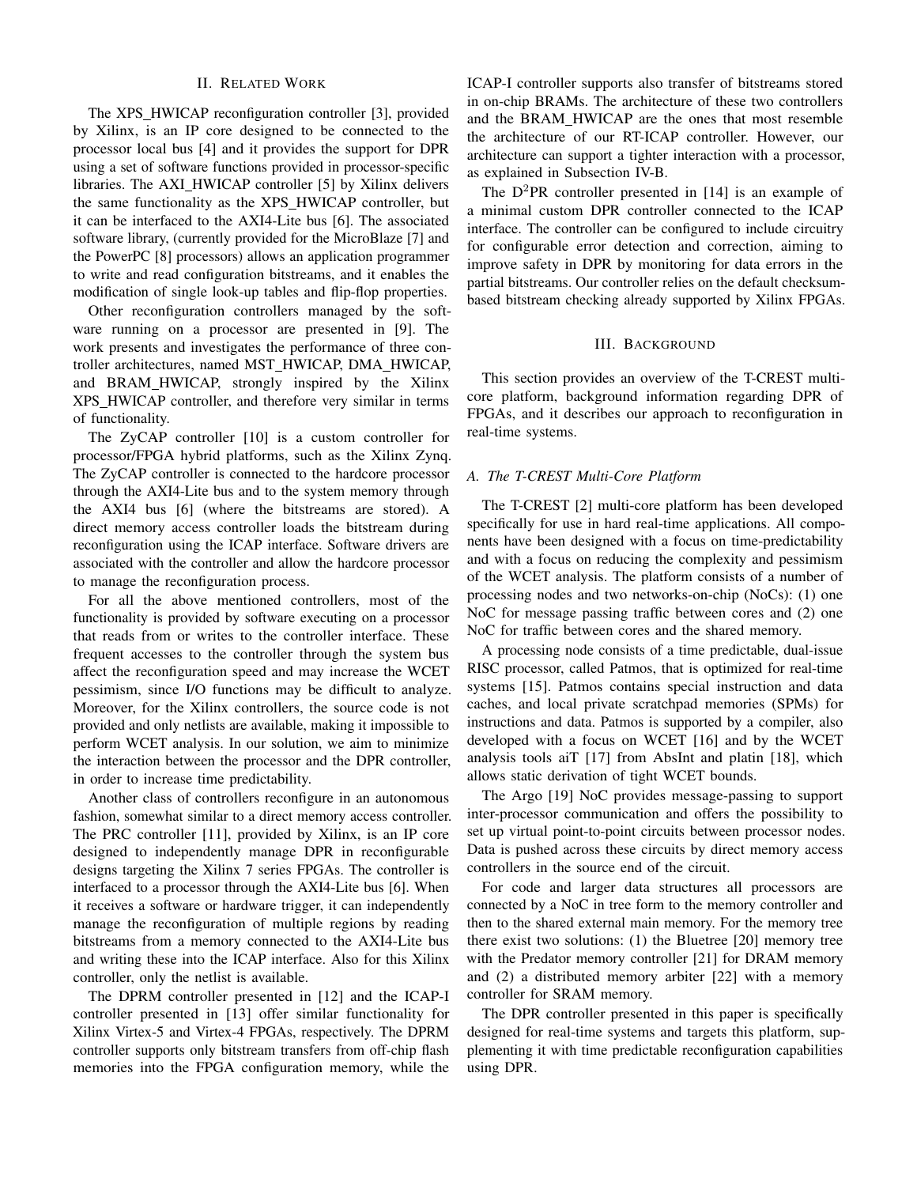## II. Related Work

The XPS_HWICAP reconfiguration controller [3], provided by Xilinx, is an IP core designed to be connected to the processor local bus [4] and it provides the support for DPR using a set of software functions provided in processor-specific libraries. The AXI_HWICAP controller [5] by Xilinx delivers the same functionality as the XPS_HWICAP controller, but it can be interfaced to the AXI4-Lite bus [6]. The associated software library, (currently provided for the MicroBlaze [7] and the PowerPC [8] processors) allows an application programmer to write and read configuration bitstreams, and it enables the modification of single look-up tables and flip-flop properties.

Other reconfiguration controllers managed by the software running on a processor are presented in [9]. The work presents and investigates the performance of three controller architectures, named MST_HWICAP, DMA_HWICAP, and BRAM_HWICAP, strongly inspired by the Xilinx XPS_HWICAP controller, and therefore very similar in terms of functionality.

The ZyCAP controller [10] is a custom controller for processor/FPGA hybrid platforms, such as the Xilinx Zynq. The ZyCAP controller is connected to the hardcore processor through the AXI4-Lite bus and to the system memory through the AXI4 bus [6] (where the bitstreams are stored). A direct memory access controller loads the bitstream during reconfiguration using the ICAP interface. Software drivers are associated with the controller and allow the hardcore processor to manage the reconfiguration process.

For all the above mentioned controllers, most of the functionality is provided by software executing on a processor that reads from or writes to the controller interface. These frequent accesses to the controller through the system bus affect the reconfiguration speed and may increase the WCET pessimism, since I/O functions may be difficult to analyze. Moreover, for the Xilinx controllers, the source code is not provided and only netlists are available, making it impossible to perform WCET analysis. In our solution, we aim to minimize the interaction between the processor and the DPR controller, in order to increase time predictability.

Another class of controllers reconfigure in an autonomous fashion, somewhat similar to a direct memory access controller. The PRC controller [11], provided by Xilinx, is an IP core designed to independently manage DPR in reconfigurable designs targeting the Xilinx 7 series FPGAs. The controller is interfaced to a processor through the AXI4-Lite bus [6]. When it receives a software or hardware trigger, it can independently manage the reconfiguration of multiple regions by reading bitstreams from a memory connected to the AXI4-Lite bus and writing these into the ICAP interface. Also for this Xilinx controller, only the netlist is available.

The DPRM controller presented in [12] and the ICAP-I controller presented in [13] offer similar functionality for Xilinx Virtex-5 and Virtex-4 FPGAs, respectively. The DPRM controller supports only bitstream transfers from off-chip flash memories into the FPGA configuration memory, while the ICAP-I controller supports also transfer of bitstreams stored in on-chip BRAMs. The architecture of these two controllers and the BRAM_HWICAP are the ones that most resemble the architecture of our RT-ICAP controller. However, our architecture can support a tighter interaction with a processor, as explained in Subsection IV-B.

The D$^2$PR controller presented in [14] is an example of a minimal custom DPR controller connected to the ICAP interface. The controller can be configured to include circuitry for configurable error detection and correction, aiming to improve safety in DPR by monitoring for data errors in the partial bitstreams. Our controller relies on the default checksum-based bitstream checking already supported by Xilinx FPGAs.

## III. Background

This section provides an overview of the T-CREST multi-core platform, background information regarding DPR of FPGAs, and it describes our approach to reconfiguration in real-time systems.

### A. The T-CREST Multi-Core Platform

The T-CREST [2] multi-core platform has been developed specifically for use in hard real-time applications. All components have been designed with a focus on time-predictability and with a focus on reducing the complexity and pessimism of the WCET analysis. The platform consists of a number of processing nodes and two networks-on-chip (NoCs): (1) one NoC for message passing traffic between cores and (2) one NoC for traffic between cores and the shared memory.

A processing node consists of a time predictable, dual-issue RISC processor, called Patmos, that is optimized for real-time systems [15]. Patmos contains special instruction and data caches, and local private scratchpad memories (SPMs) for instructions and data. Patmos is supported by a compiler, also developed with a focus on WCET [16] and by the WCET analysis tools aiT [17] from AbsInt and platin [18], which allows static derivation of tight WCET bounds.

The Argo [19] NoC provides message-passing to support inter-processor communication and offers the possibility to set up virtual point-to-point circuits between processor nodes. Data is pushed across these circuits by direct memory access controllers in the source end of the circuit.

For code and larger data structures all processors are connected by a NoC in tree form to the memory controller and then to the shared external main memory. For the memory tree there exist two solutions: (1) the Bluetree [20] memory tree with the Predator memory controller [21] for DRAM memory and (2) a distributed memory arbiter [22] with a memory controller for SRAM memory.

The DPR controller presented in this paper is specifically designed for real-time systems and targets this platform, supplementing it with time predictable reconfiguration capabilities using DPR.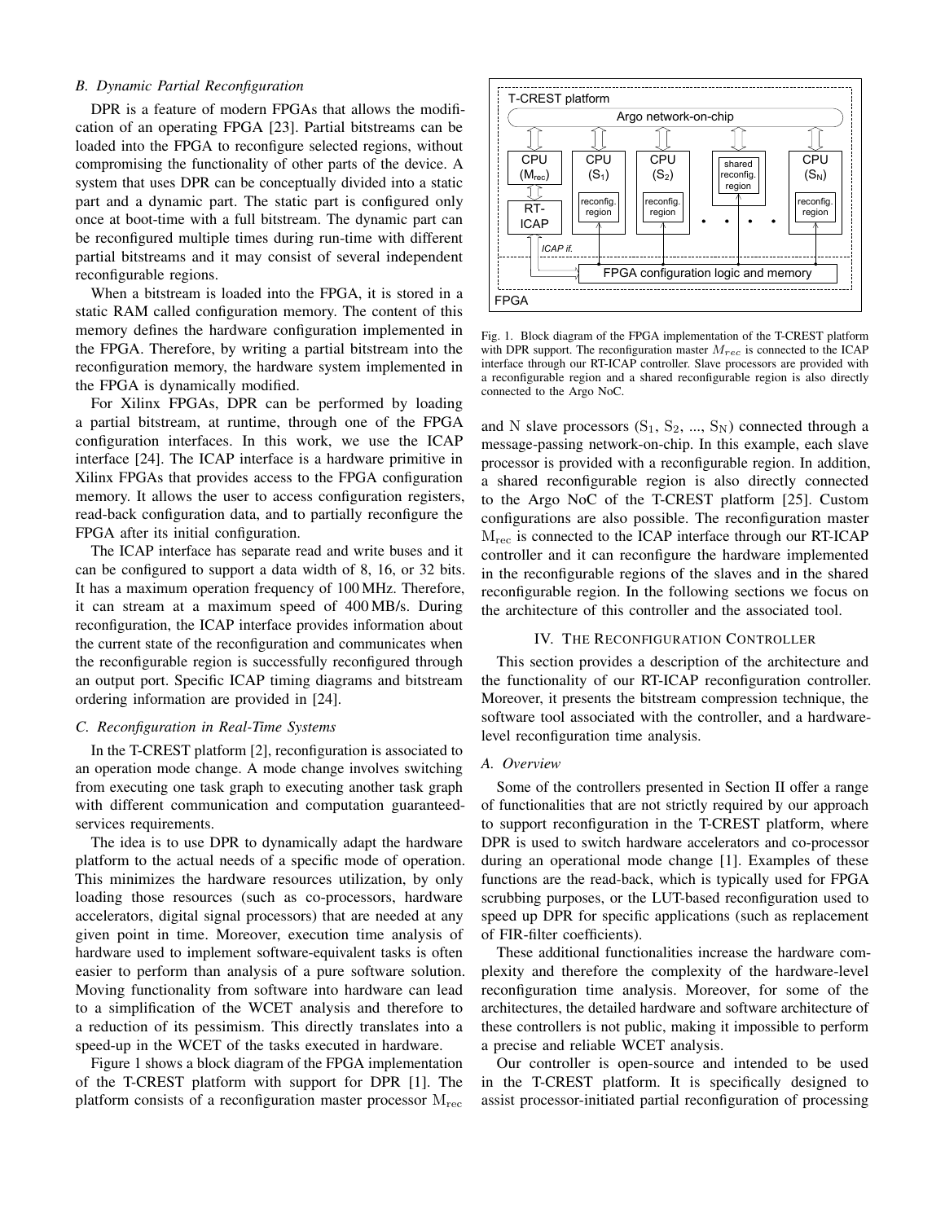### B. Dynamic Partial Reconfiguration

DPR is a feature of modern FPGAs that allows the modification of an operating FPGA [23]. Partial bitstreams can be loaded into the FPGA to reconfigure selected regions, without compromising the functionality of other parts of the device. A system that uses DPR can be conceptually divided into a static part and a dynamic part. The static part is configured only once at boot-time with a full bitstream. The dynamic part can be reconfigured multiple times during run-time with different partial bitstreams and it may consist of several independent reconfigurable regions.

When a bitstream is loaded into the FPGA, it is stored in a static RAM called configuration memory. The content of this memory defines the hardware configuration implemented in the FPGA. Therefore, by writing a partial bitstream into the reconfiguration memory, the hardware system implemented in the FPGA is dynamically modified.

For Xilinx FPGAs, DPR can be performed by loading a partial bitstream, at runtime, through one of the FPGA configuration interfaces. In this work, we use the ICAP interface [24]. The ICAP interface is a hardware primitive in Xilinx FPGAs that provides access to the FPGA configuration memory. It allows the user to access configuration registers, read-back configuration data, and to partially reconfigure the FPGA after its initial configuration.

The ICAP interface has separate read and write buses and it can be configured to support a data width of 8, 16, or 32 bits. It has a maximum operation frequency of 100 MHz. Therefore, it can stream at a maximum speed of 400 MB/s. During reconfiguration, the ICAP interface provides information about the current state of the reconfiguration and communicates when the reconfigurable region is successfully reconfigured through an output port. Specific ICAP timing diagrams and bitstream ordering information are provided in [24].

### C. Reconfiguration in Real-Time Systems

In the T-CREST platform [2], reconfiguration is associated to an operation mode change. A mode change involves switching from executing one task graph to executing another task graph with different communication and computation guaranteed-services requirements.

The idea is to use DPR to dynamically adapt the hardware platform to the actual needs of a specific mode of operation. This minimizes the hardware resources utilization, by only loading those resources (such as co-processors, hardware accelerators, digital signal processors) that are needed at any given point in time. Moreover, execution time analysis of hardware used to implement software-equivalent tasks is often easier to perform than analysis of a pure software solution. Moving functionality from software into hardware can lead to a simplification of the WCET analysis and therefore to a reduction of its pessimism. This directly translates into a speed-up in the WCET of the tasks executed in hardware.

Figure 1 shows a block diagram of the FPGA implementation of the T-CREST platform with support for DPR [1]. The platform consists of a reconfiguration master processor $M_{rec}$ and N slave processors ($S_1$, $S_2$, ..., $S_N$) connected through a message-passing network-on-chip. In this example, each slave processor is provided with a reconfigurable region. In addition, a shared reconfigurable region is also directly connected to the Argo NoC of the T-CREST platform [25]. Custom configurations are also possible. The reconfiguration master $M_{rec}$ is connected to the ICAP interface through our RT-ICAP controller and it can reconfigure the hardware implemented in the reconfigurable regions of the slaves and in the shared reconfigurable region. In the following sections we focus on the architecture of this controller and the associated tool.

Fig. 1. Block diagram of the FPGA implementation of the T-CREST platform with DPR support. The reconfiguration master $M_{rec}$ is connected to the ICAP interface through our RT-ICAP controller. Slave processors are provided with a reconfigurable region and a shared reconfigurable region is also directly connected to the Argo NoC.

## IV. The Reconfiguration Controller

This section provides a description of the architecture and the functionality of our RT-ICAP reconfiguration controller. Moreover, it presents the bitstream compression technique, the software tool associated with the controller, and a hardware-level reconfiguration time analysis.

### A. Overview

Some of the controllers presented in Section II offer a range of functionalities that are not strictly required by our approach to support reconfiguration in the T-CREST platform, where DPR is used to switch hardware accelerators and co-processor during an operational mode change [1]. Examples of these functions are the read-back, which is typically used for FPGA scrubbing purposes, or the LUT-based reconfiguration used to speed up DPR for specific applications (such as replacement of FIR-filter coefficients).

These additional functionalities increase the hardware complexity and therefore the complexity of the hardware-level reconfiguration time analysis. Moreover, for some of the architectures, the detailed hardware and software architecture of these controllers is not public, making it impossible to perform a precise and reliable WCET analysis.

Our controller is open-source and intended to be used in the T-CREST platform. It is specifically designed to assist processor-initiated partial reconfiguration of processing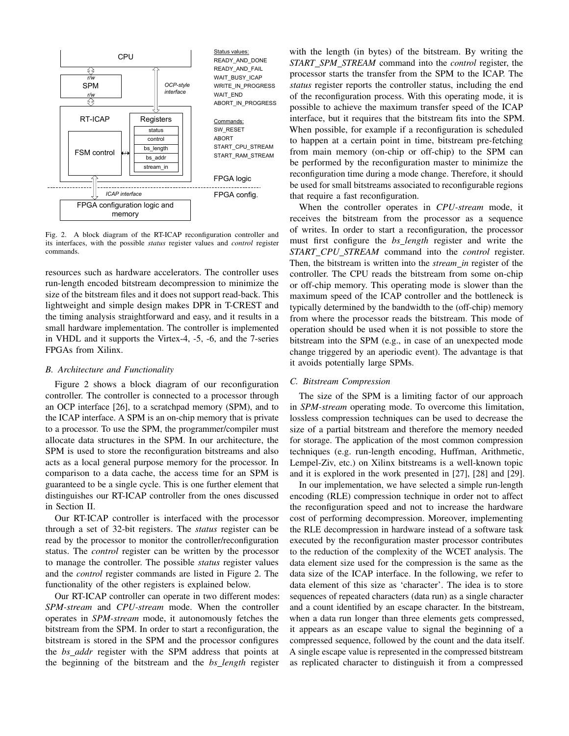Fig. 2. A block diagram of the RT-ICAP reconfiguration controller and its interfaces, with the possible *status* register values and *control* register commands.

resources such as hardware accelerators. The controller uses run-length encoded bitstream decompression to minimize the size of the bitstream files and it does not support read-back. This lightweight and simple design makes DPR in T-CREST and the timing analysis straightforward and easy, and it results in a small hardware implementation. The controller is implemented in VHDL and it supports the Virtex-4, -5, -6, and the 7-series FPGAs from Xilinx.

### *B. Architecture and Functionality*

Figure 2 shows a block diagram of our reconfiguration controller. The controller is connected to a processor through an OCP interface [26], to a scratchpad memory (SPM), and to the ICAP interface. A SPM is an on-chip memory that is private to a processor. To use the SPM, the programmer/compiler must allocate data structures in the SPM. In our architecture, the SPM is used to store the reconfiguration bitstreams and also acts as a local general purpose memory for the processor. In comparison to a data cache, the access time for an SPM is guaranteed to be a single cycle. This is one further element that distinguishes our RT-ICAP controller from the ones discussed in Section II.

Our RT-ICAP controller is interfaced with the processor through a set of 32-bit registers. The *status* register can be read by the processor to monitor the controller/reconfiguration status. The *control* register can be written by the processor to manage the controller. The possible *status* register values and the *control* register commands are listed in Figure 2. The functionality of the other registers is explained below.

Our RT-ICAP controller can operate in two different modes: *SPM-stream* and *CPU-stream* mode. When the controller operates in *SPM-stream* mode, it autonomously fetches the bitstream from the SPM. In order to start a reconfiguration, the bitstream is stored in the SPM and the processor configures the *bs_addr* register with the SPM address that points at the beginning of the bitstream and the *bs_length* register with the length (in bytes) of the bitstream. By writing the *START_SPM_STREAM* command into the *control* register, the processor starts the transfer from the SPM to the ICAP. The *status* register reports the controller status, including the end of the reconfiguration process. With this operating mode, it is possible to achieve the maximum transfer speed of the ICAP interface, but it requires that the bitstream fits into the SPM. When possible, for example if a reconfiguration is scheduled to happen at a certain point in time, bitstream pre-fetching from main memory (on-chip or off-chip) to the SPM can be performed by the reconfiguration master to minimize the reconfiguration time during a mode change. Therefore, it should be used for small bitstreams associated to reconfigurable regions that require a fast reconfiguration.

When the controller operates in *CPU-stream* mode, it receives the bitstream from the processor as a sequence of writes. In order to start a reconfiguration, the processor must first configure the *bs_length* register and write the *START_CPU_STREAM* command into the *control* register. Then, the bitstream is written into the *stream_in* register of the controller. The CPU reads the bitstream from some on-chip or off-chip memory. This operating mode is slower than the maximum speed of the ICAP controller and the bottleneck is typically determined by the bandwidth to the (off-chip) memory from where the processor reads the bitstream. This mode of operation should be used when it is not possible to store the bitstream into the SPM (e.g., in case of an unexpected mode change triggered by an aperiodic event). The advantage is that it avoids potentially large SPMs.

### *C. Bitstream Compression*

The size of the SPM is a limiting factor of our approach in *SPM-stream* operating mode. To overcome this limitation, lossless compression techniques can be used to decrease the size of a partial bitstream and therefore the memory needed for storage. The application of the most common compression techniques (e.g. run-length encoding, Huffman, Arithmetic, Lempel-Ziv, etc.) on Xilinx bitstreams is a well-known topic and it is explored in the work presented in [27], [28] and [29].

In our implementation, we have selected a simple run-length encoding (RLE) compression technique in order not to affect the reconfiguration speed and not to increase the hardware cost of performing decompression. Moreover, implementing the RLE decompression in hardware instead of a software task executed by the reconfiguration master processor contributes to the reduction of the complexity of the WCET analysis. The data element size used for the compression is the same as the data size of the ICAP interface. In the following, we refer to data element of this size as 'character'. The idea is to store sequences of repeated characters (data run) as a single character and a count identified by an escape character. In the bitstream, when a data run longer than three elements gets compressed, it appears as an escape value to signal the beginning of a compressed sequence, followed by the count and the data itself. A single escape value is represented in the compressed bitstream as replicated character to distinguish it from a compressed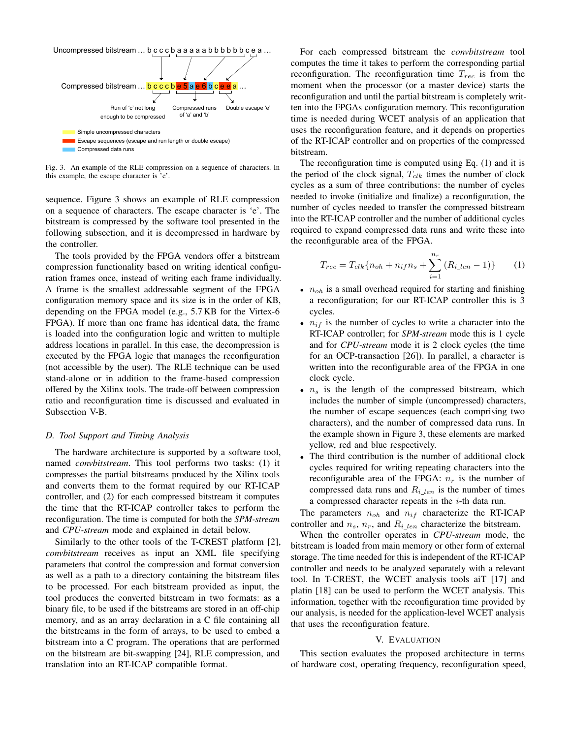Fig. 3. An example of the RLE compression on a sequence of characters. In this example, the escape character is 'e'.

sequence. Figure 3 shows an example of RLE compression on a sequence of characters. The escape character is 'e'. The bitstream is compressed by the software tool presented in the following subsection, and it is decompressed in hardware by the controller.

The tools provided by the FPGA vendors offer a bitstream compression functionality based on writing identical configuration frames once, instead of writing each frame individually. A frame is the smallest addressable segment of the FPGA configuration memory space and its size is in the order of KB, depending on the FPGA model (e.g., 5.7 KB for the Virtex-6 FPGA). If more than one frame has identical data, the frame is loaded into the configuration logic and written to multiple address locations in parallel. In this case, the decompression is executed by the FPGA logic that manages the reconfiguration (not accessible by the user). The RLE technique can be used stand-alone or in addition to the frame-based compression offered by the Xilinx tools. The trade-off between compression ratio and reconfiguration time is discussed and evaluated in Subsection V-B.

### D. Tool Support and Timing Analysis

The hardware architecture is supported by a software tool, named *convbitstream*. This tool performs two tasks: (1) it compresses the partial bitstreams produced by the Xilinx tools and converts them to the format required by our RT-ICAP controller, and (2) for each compressed bitstream it computes the time that the RT-ICAP controller takes to perform the reconfiguration. The time is computed for both the ***SPM-stream*** and ***CPU-stream*** mode and explained in detail below.

Similarly to the other tools of the T-CREST platform [2], *convbitstream* receives as input an XML file specifying parameters that control the compression and format conversion as well as a path to a directory containing the bitstream files to be processed. For each bitstream provided as input, the tool produces the converted bitstream in two formats: as a binary file, to be used if the bitstreams are stored in an off-chip memory, and as an array declaration in a C file containing all the bitstreams in the form of arrays, to be used to embed a bitstream into a C program. The operations that are performed on the bitstream are bit-swapping [24], RLE compression, and translation into an RT-ICAP compatible format.

For each compressed bitstream the *convbitstream* tool computes the time it takes to perform the corresponding partial reconfiguration. The reconfiguration time $T_{rec}$ is from the moment when the processor (or a master device) starts the reconfiguration and until the partial bitstream is completely written into the FPGAs configuration memory. This reconfiguration time is needed during WCET analysis of an application that uses the reconfiguration feature, and it depends on properties of the RT-ICAP controller and on properties of the compressed bitstream.

The reconfiguration time is computed using Eq. (1) and it is the period of the clock signal, $T_{clk}$ times the number of clock cycles as a sum of three contributions: the number of cycles needed to invoke (initialize and finalize) a reconfiguration, the number of cycles needed to transfer the compressed bitstream into the RT-ICAP controller and the number of additional cycles required to expand compressed data runs and write these into the reconfigurable area of the FPGA.

$$T_{rec} = T_{clk}\{n_{oh} + n_{if}n_s + \sum_{i=1}^{n_r}(R_{i\_len} - 1)\} \qquad (1)$$

- $n_{oh}$ is a small overhead required for starting and finishing a reconfiguration; for our RT-ICAP controller this is 3 cycles.
- $n_{if}$ is the number of cycles to write a character into the RT-ICAP controller; for ***SPM-stream*** mode this is 1 cycle and for ***CPU-stream*** mode it is 2 clock cycles (the time for an OCP-transaction [26]). In parallel, a character is written into the reconfigurable area of the FPGA in one clock cycle.
- $n_s$ is the length of the compressed bitstream, which includes the number of simple (uncompressed) characters, the number of escape sequences (each comprising two characters), and the number of compressed data runs. In the example shown in Figure 3, these elements are marked yellow, red and blue respectively.
- The third contribution is the number of additional clock cycles required for writing repeating characters into the reconfigurable area of the FPGA: $n_r$ is the number of compressed data runs and $R_{i\_len}$ is the number of times a compressed character repeats in the $i$-th data run.

The parameters $n_{oh}$ and $n_{if}$ characterize the RT-ICAP controller and $n_s$, $n_r$, and $R_{i\_len}$ characterize the bitstream.

When the controller operates in ***CPU-stream*** mode, the bitstream is loaded from main memory or other form of external storage. The time needed for this is independent of the RT-ICAP controller and needs to be analyzed separately with a relevant tool. In T-CREST, the WCET analysis tools aiT [17] and platin [18] can be used to perform the WCET analysis. This information, together with the reconfiguration time provided by our analysis, is needed for the application-level WCET analysis that uses the reconfiguration feature.

## V. Evaluation

This section evaluates the proposed architecture in terms of hardware cost, operating frequency, reconfiguration speed,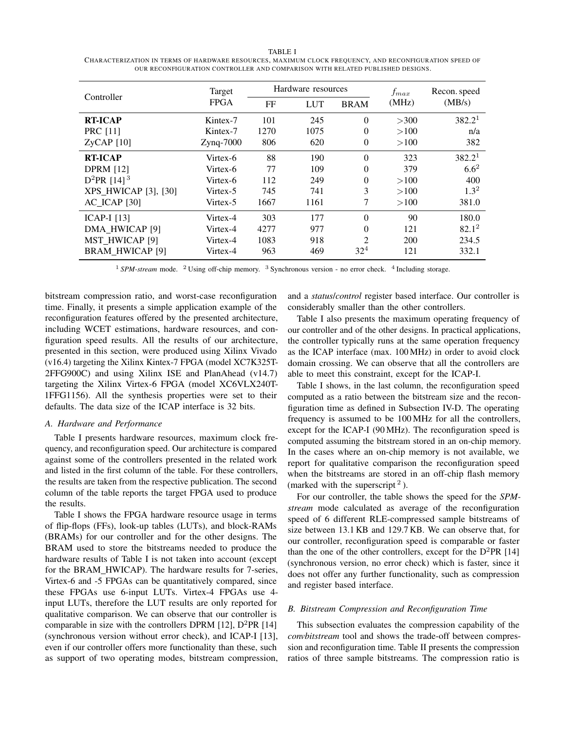TABLE I
CHARACTERIZATION IN TERMS OF HARDWARE RESOURCES, MAXIMUM CLOCK FREQUENCY, AND RECONFIGURATION SPEED OF OUR RECONFIGURATION CONTROLLER AND COMPARISON WITH RELATED PUBLISHED DESIGNS.

| Controller | Target FPGA | Hardware resources | | | $f_{max}$ (MHz) | Recon. speed (MB/s) |
|---|---|---|---|---|---|---|
| | | FF | LUT | BRAM | | |
| **RT-ICAP** | Kintex-7 | 101 | 245 | 0 | >300 | 382.2[1] |
| PRC [11] | Kintex-7 | 1270 | 1075 | 0 | >100 | n/a |
| ZyCAP [10] | Zynq-7000 | 806 | 620 | 0 | >100 | 382 |
| **RT-ICAP** | Virtex-6 | 88 | 190 | 0 | 323 | 382.2[1] |
| DPRM [12] | Virtex-6 | 77 | 109 | 0 | 379 | 6.6[2] |
| D$^2$PR [14][3] | Virtex-6 | 112 | 249 | 0 | >100 | 400 |
| XPS_HWICAP [3], [30] | Virtex-5 | 745 | 741 | 3 | >100 | 1.3[2] |
| AC_ICAP [30] | Virtex-5 | 1667 | 1161 | 7 | >100 | 381.0 |
| ICAP-I [13] | Virtex-4 | 303 | 177 | 0 | 90 | 180.0 |
| DMA_HWICAP [9] | Virtex-4 | 4277 | 977 | 0 | 121 | 82.1[2] |
| MST_HWICAP [9] | Virtex-4 | 1083 | 918 | 2 | 200 | 234.5 |
| BRAM_HWICAP [9] | Virtex-4 | 963 | 469 | 32[4] | 121 | 332.1 |

[1] *SPM-stream* mode. [2] Using off-chip memory. [3] Synchronous version - no error check. [4] Including storage.

bitstream compression ratio, and worst-case reconfiguration time. Finally, it presents a simple application example of the reconfiguration features offered by the presented architecture, including WCET estimations, hardware resources, and configuration speed results. All the results of our architecture, presented in this section, were produced using Xilinx Vivado (v16.4) targeting the Xilinx Kintex-7 FPGA (model XC7K325T-2FFG900C) and using Xilinx ISE and PlanAhead (v14.7) targeting the Xilinx Virtex-6 FPGA (model XC6VLX240T-1FFG1156). All the synthesis properties were set to their defaults. The data size of the ICAP interface is 32 bits.

### A. Hardware and Performance

Table I presents hardware resources, maximum clock frequency, and reconfiguration speed. Our architecture is compared against some of the controllers presented in the related work and listed in the first column of the table. For these controllers, the results are taken from the respective publication. The second column of the table reports the target FPGA used to produce the results.

Table I shows the FPGA hardware resource usage in terms of flip-flops (FFs), look-up tables (LUTs), and block-RAMs (BRAMs) for our controller and for the other designs. The BRAM used to store the bitstreams needed to produce the hardware results of Table I is not taken into account (except for the BRAM_HWICAP). The hardware results for 7-series, Virtex-6 and -5 FPGAs can be quantitatively compared, since these FPGAs use 6-input LUTs. Virtex-4 FPGAs use 4-input LUTs, therefore the LUT results are only reported for qualitative comparison. We can observe that our controller is comparable in size with the controllers DPRM [12], D$^2$PR [14] (synchronous version without error check), and ICAP-I [13], even if our controller offers more functionality than these, such as support of two operating modes, bitstream compression, and a *status*/*control* register based interface. Our controller is considerably smaller than the other controllers.

Table I also presents the maximum operating frequency of our controller and of the other designs. In practical applications, the controller typically runs at the same operation frequency as the ICAP interface (max. 100 MHz) in order to avoid clock domain crossing. We can observe that all the controllers are able to meet this constraint, except for the ICAP-I.

Table I shows, in the last column, the reconfiguration speed computed as a ratio between the bitstream size and the reconfiguration time as defined in Subsection IV-D. The operating frequency is assumed to be 100 MHz for all the controllers, except for the ICAP-I (90 MHz). The reconfiguration speed is computed assuming the bitstream stored in an on-chip memory. In the cases where an on-chip memory is not available, we report for qualitative comparison the reconfiguration speed when the bitstreams are stored in an off-chip flash memory (marked with the superscript [2]).

For our controller, the table shows the speed for the *SPM-stream* mode calculated as average of the reconfiguration speed of 6 different RLE-compressed sample bitstreams of size between 13.1 KB and 129.7 KB. We can observe that, for our controller, reconfiguration speed is comparable or faster than the one of the other controllers, except for the D$^2$PR [14] (synchronous version, no error check) which is faster, since it does not offer any further functionality, such as compression and register based interface.

### B. Bitstream Compression and Reconfiguration Time

This subsection evaluates the compression capability of the *convbitstream* tool and shows the trade-off between compression and reconfiguration time. Table II presents the compression ratios of three sample bitstreams. The compression ratio is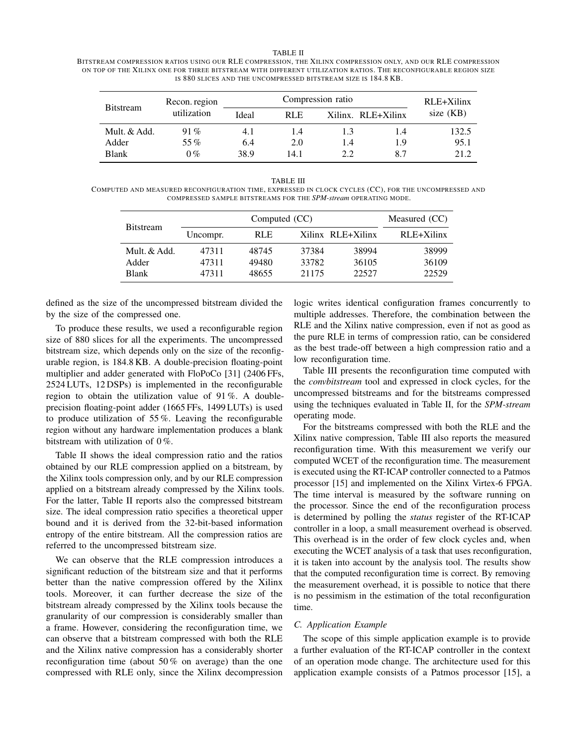TABLE II

BITSTREAM COMPRESSION RATIOS USING OUR RLE COMPRESSION, THE XILINX COMPRESSION ONLY, AND OUR RLE COMPRESSION ON TOP OF THE XILINX ONE FOR THREE BITSTREAM WITH DIFFERENT UTILIZATION RATIOS. THE RECONFIGURABLE REGION SIZE IS 880 SLICES AND THE UNCOMPRESSED BITSTREAM SIZE IS 184.8 KB.

| Bitstream | Recon. region utilization | Compression ratio | | | | RLE+Xilinx size (KB) |
|---|---|---|---|---|---|---|
| | | Ideal | RLE | Xilinx. | RLE+Xilinx | |
| Mult. & Add. | 91 % | 4.1 | 1.4 | 1.3 | 1.4 | 132.5 |
| Adder | 55 % | 6.4 | 2.0 | 1.4 | 1.9 | 95.1 |
| Blank | 0 % | 38.9 | 14.1 | 2.2 | 8.7 | 21.2 |

TABLE III

COMPUTED AND MEASURED RECONFIGURATION TIME, EXPRESSED IN CLOCK CYCLES (CC), FOR THE UNCOMPRESSED AND COMPRESSED SAMPLE BITSTREAMS FOR THE *SPM-stream* OPERATING MODE.

| Bitstream | Computed (CC) | | | | Measured (CC) |
|---|---|---|---|---|---|
| | Uncompr. | RLE | Xilinx | RLE+Xilinx | RLE+Xilinx |
| Mult. & Add. | 47311 | 48745 | 37384 | 38994 | 38999 |
| Adder | 47311 | 49480 | 33782 | 36105 | 36109 |
| Blank | 47311 | 48655 | 21175 | 22527 | 22529 |

defined as the size of the uncompressed bitstream divided the by the size of the compressed one.

To produce these results, we used a reconfigurable region size of 880 slices for all the experiments. The uncompressed bitstream size, which depends only on the size of the reconfigurable region, is 184.8 KB. A double-precision floating-point multiplier and adder generated with FloPoCo [31] (2406 FFs, 2524 LUTs, 12 DSPs) is implemented in the reconfigurable region to obtain the utilization value of 91 %. A double-precision floating-point adder (1665 FFs, 1499 LUTs) is used to produce utilization of 55 %. Leaving the reconfigurable region without any hardware implementation produces a blank bitstream with utilization of 0 %.

Table II shows the ideal compression ratio and the ratios obtained by our RLE compression applied on a bitstream, by the Xilinx tools compression only, and by our RLE compression applied on a bitstream already compressed by the Xilinx tools. For the latter, Table II reports also the compressed bitstream size. The ideal compression ratio specifies a theoretical upper bound and it is derived from the 32-bit-based information entropy of the entire bitstream. All the compression ratios are referred to the uncompressed bitstream size.

We can observe that the RLE compression introduces a significant reduction of the bitstream size and that it performs better than the native compression offered by the Xilinx tools. Moreover, it can further decrease the size of the bitstream already compressed by the Xilinx tools because the granularity of our compression is considerably smaller than a frame. However, considering the reconfiguration time, we can observe that a bitstream compressed with both the RLE and the Xilinx native compression has a considerably shorter reconfiguration time (about 50 % on average) than the one compressed with RLE only, since the Xilinx decompression logic writes identical configuration frames concurrently to multiple addresses. Therefore, the combination between the RLE and the Xilinx native compression, even if not as good as the pure RLE in terms of compression ratio, can be considered as the best trade-off between a high compression ratio and a low reconfiguration time.

Table III presents the reconfiguration time computed with the *convbitstream* tool and expressed in clock cycles, for the uncompressed bitstreams and for the bitstreams compressed using the techniques evaluated in Table II, for the *SPM-stream* operating mode.

For the bitstreams compressed with both the RLE and the Xilinx native compression, Table III also reports the measured reconfiguration time. With this measurement we verify our computed WCET of the reconfiguration time. The measurement is executed using the RT-ICAP controller connected to a Patmos processor [15] and implemented on the Xilinx Virtex-6 FPGA. The time interval is measured by the software running on the processor. Since the end of the reconfiguration process is determined by polling the *status* register of the RT-ICAP controller in a loop, a small measurement overhead is observed. This overhead is in the order of few clock cycles and, when executing the WCET analysis of a task that uses reconfiguration, it is taken into account by the analysis tool. The results show that the computed reconfiguration time is correct. By removing the measurement overhead, it is possible to notice that there is no pessimism in the estimation of the total reconfiguration time.

### C. Application Example

The scope of this simple application example is to provide a further evaluation of the RT-ICAP controller in the context of an operation mode change. The architecture used for this application example consists of a Patmos processor [15], a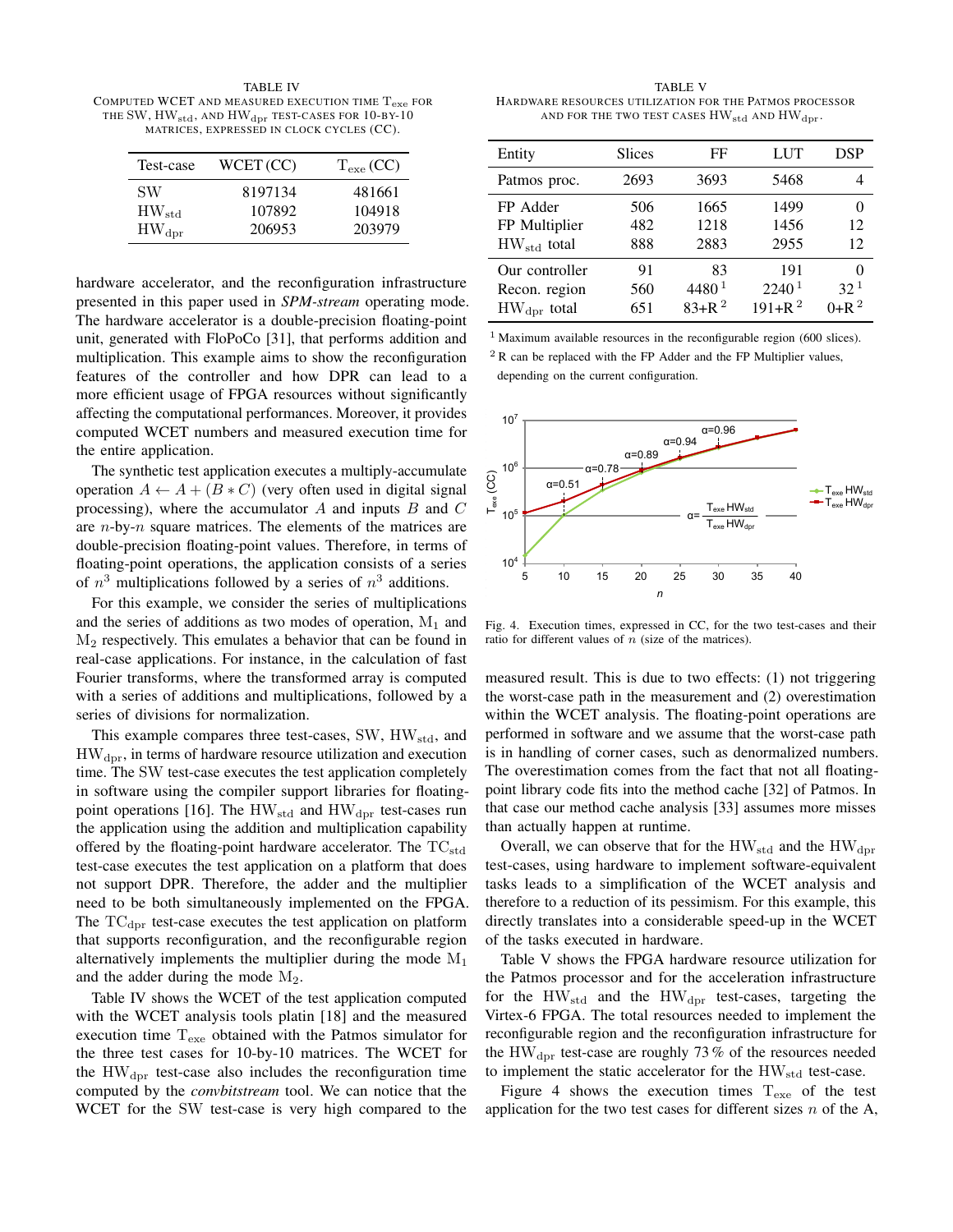TABLE IV
COMPUTED WCET AND MEASURED EXECUTION TIME $T_{exe}$ FOR THE SW, $HW_{std}$, AND $HW_{dpr}$ TEST-CASES FOR 10-BY-10 MATRICES, EXPRESSED IN CLOCK CYCLES (CC).

| Test-case | WCET (CC) | $T_{exe}$ (CC) |
|---|---|---|
| SW | 8197134 | 481661 |
| $HW_{std}$ | 107892 | 104918 |
| $HW_{dpr}$ | 206953 | 203979 |

hardware accelerator, and the reconfiguration infrastructure presented in this paper used in ***SPM-stream*** operating mode. The hardware accelerator is a double-precision floating-point unit, generated with FloPoCo [31], that performs addition and multiplication. This example aims to show the reconfiguration features of the controller and how DPR can lead to a more efficient usage of FPGA resources without significantly affecting the computational performances. Moreover, it provides computed WCET numbers and measured execution time for the entire application.

The synthetic test application executes a multiply-accumulate operation $A \leftarrow A + (B * C)$ (very often used in digital signal processing), where the accumulator $A$ and inputs $B$ and $C$ are $n$-by-$n$ square matrices. The elements of the matrices are double-precision floating-point values. Therefore, in terms of floating-point operations, the application consists of a series of $n^3$ multiplications followed by a series of $n^3$ additions.

For this example, we consider the series of multiplications and the series of additions as two modes of operation, $M_1$ and $M_2$ respectively. This emulates a behavior that can be found in real-case applications. For instance, in the calculation of fast Fourier transforms, where the transformed array is computed with a series of additions and multiplications, followed by a series of divisions for normalization.

This example compares three test-cases, SW, $HW_{std}$, and $HW_{dpr}$, in terms of hardware resource utilization and execution time. The SW test-case executes the test application completely in software using the compiler support libraries for floating-point operations [16]. The $HW_{std}$ and $HW_{dpr}$ test-cases run the application using the addition and multiplication capability offered by the floating-point hardware accelerator. The $TC_{std}$ test-case executes the test application on a platform that does not support DPR. Therefore, the adder and the multiplier need to be both simultaneously implemented on the FPGA. The $TC_{dpr}$ test-case executes the test application on platform that supports reconfiguration, and the reconfigurable region alternatively implements the multiplier during the mode $M_1$ and the adder during the mode $M_2$.

Table IV shows the WCET of the test application computed with the WCET analysis tools platin [18] and the measured execution time $T_{exe}$ obtained with the Patmos simulator for the three test cases for 10-by-10 matrices. The WCET for the $HW_{dpr}$ test-case also includes the reconfiguration time computed by the *convbitstream* tool. We can notice that the WCET for the SW test-case is very high compared to the measured result. This is due to two effects: (1) not triggering the worst-case path in the measurement and (2) overestimation within the WCET analysis. The floating-point operations are performed in software and we assume that the worst-case path is in handling of corner cases, such as denormalized numbers. The overestimation comes from the fact that not all floating-point library code fits into the method cache [32] of Patmos. In that case our method cache analysis [33] assumes more misses than actually happen at runtime.

Overall, we can observe that for the $HW_{std}$ and the $HW_{dpr}$ test-cases, using hardware to implement software-equivalent tasks leads to a simplification of the WCET analysis and therefore to a reduction of its pessimism. For this example, this directly translates into a considerable speed-up in the WCET of the tasks executed in hardware.

TABLE V
HARDWARE RESOURCES UTILIZATION FOR THE PATMOS PROCESSOR AND FOR THE TWO TEST CASES $HW_{std}$ AND $HW_{dpr}$.

| Entity | Slices | FF | LUT | DSP |
|---|---|---|---|---|
| Patmos proc. | 2693 | 3693 | 5468 | 4 |
| FP Adder | 506 | 1665 | 1499 | 0 |
| FP Multiplier | 482 | 1218 | 1456 | 12 |
| $HW_{std}$ total | 888 | 2883 | 2955 | 12 |
| Our controller | 91 | 83 | 191 | 0 |
| Recon. region | 560 | 4480 [1] | 2240 [1] | 32 [1] |
| $HW_{dpr}$ total | 651 | 83+R [2] | 191+R [2] | 0+R [2] |

[1] Maximum available resources in the reconfigurable region (600 slices).
[2] R can be replaced with the FP Adder and the FP Multiplier values, depending on the current configuration.

Fig. 4. Execution times, expressed in CC, for the two test-cases and their ratio for different values of $n$ (size of the matrices).

Table V shows the FPGA hardware resource utilization for the Patmos processor and for the acceleration infrastructure for the $HW_{std}$ and the $HW_{dpr}$ test-cases, targeting the Virtex-6 FPGA. The total resources needed to implement the reconfigurable region and the reconfiguration infrastructure for the $HW_{dpr}$ test-case are roughly 73 % of the resources needed to implement the static accelerator for the $HW_{std}$ test-case.

Figure 4 shows the execution times $T_{exe}$ of the test application for the two test cases for different sizes $n$ of the A,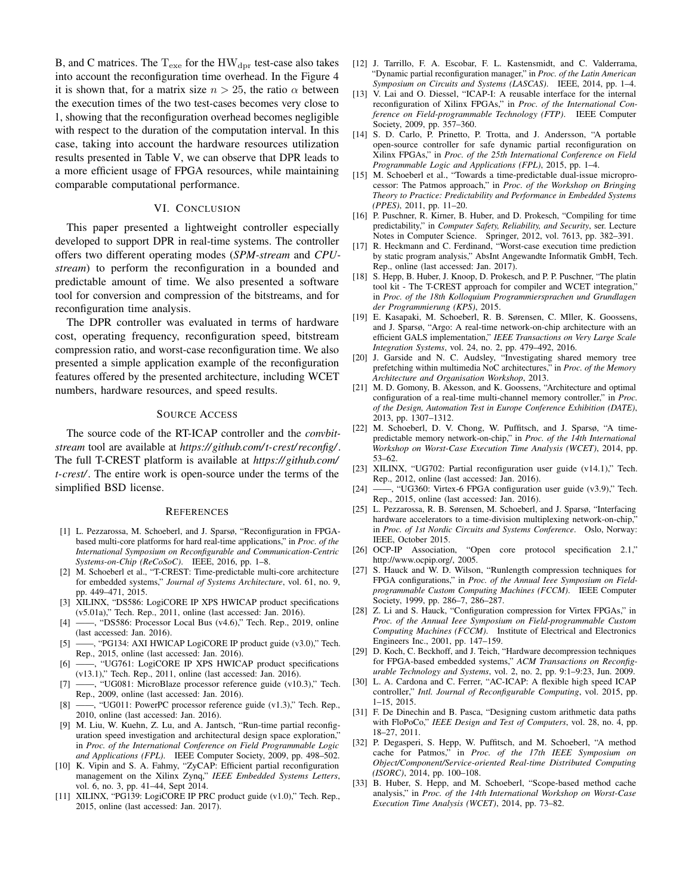B, and C matrices. The $T_{exe}$ for the $HW_{dpr}$ test-case also takes into account the reconfiguration time overhead. In the Figure 4 it is shown that, for a matrix size $n > 25$, the ratio $\alpha$ between the execution times of the two test-cases becomes very close to 1, showing that the reconfiguration overhead becomes negligible with respect to the duration of the computation interval. In this case, taking into account the hardware resources utilization results presented in Table V, we can observe that DPR leads to a more efficient usage of FPGA resources, while maintaining comparable computational performance.

## VI. Conclusion

This paper presented a lightweight controller especially developed to support DPR in real-time systems. The controller offers two different operating modes (*SPM-stream* and *CPU-stream*) to perform the reconfiguration in a bounded and predictable amount of time. We also presented a software tool for conversion and compression of the bitstreams, and for reconfiguration time analysis.

The DPR controller was evaluated in terms of hardware cost, operating frequency, reconfiguration speed, bitstream compression ratio, and worst-case reconfiguration time. We also presented a simple application example of the reconfiguration features offered by the presented architecture, including WCET numbers, hardware resources, and speed results.

## Source Access

The source code of the RT-ICAP controller and the *convbitstream* tool are available at *https://github.com/t-crest/reconfig/*. The full T-CREST platform is available at *https://github.com/t-crest/*. The entire work is open-source under the terms of the simplified BSD license.

## References

[1] L. Pezzarossa, M. Schoeberl, and J. Sparsø, "Reconfiguration in FPGA-based multi-core platforms for hard real-time applications," in *Proc. of the International Symposium on Reconfigurable and Communication-Centric Systems-on-Chip (ReCoSoC)*. IEEE, 2016, pp. 1–8.

[2] M. Schoeberl et al., "T-CREST: Time-predictable multi-core architecture for embedded systems," *Journal of Systems Architecture*, vol. 61, no. 9, pp. 449–471, 2015.

[3] XILINX, "DS586: LogiCORE IP XPS HWICAP product specifications (v5.01a)," Tech. Rep., 2011, online (last accessed: Jan. 2016).

[4] ——, "DS586: Processor Local Bus (v4.6)," Tech. Rep., 2019, online (last accessed: Jan. 2016).

[5] ——, "PG134: AXI HWICAP LogiCORE IP product guide (v3.0)," Tech. Rep., 2015, online (last accessed: Jan. 2016).

[6] ——, "UG761: LogiCORE IP XPS HWICAP product specifications (v13.1)," Tech. Rep., 2011, online (last accessed: Jan. 2016).

[7] ——, "UG081: MicroBlaze processor reference guide (v10.3)," Tech. Rep., 2009, online (last accessed: Jan. 2016).

[8] ——, "UG011: PowerPC processor reference guide (v1.3)," Tech. Rep., 2010, online (last accessed: Jan. 2016).

[9] M. Liu, W. Kuehn, Z. Lu, and A. Jantsch, "Run-time partial reconfiguration speed investigation and architectural design space exploration," in *Proc. of the International Conference on Field Programmable Logic and Applications (FPL)*. IEEE Computer Society, 2009, pp. 498–502.

[10] K. Vipin and S. A. Fahmy, "ZyCAP: Efficient partial reconfiguration management on the Xilinx Zynq," *IEEE Embedded Systems Letters*, vol. 6, no. 3, pp. 41–44, Sept 2014.

[11] XILINX, "PG139: LogiCORE IP PRC product guide (v1.0)," Tech. Rep., 2015, online (last accessed: Jan. 2017).

[12] J. Tarrillo, F. A. Escobar, F. L. Kastensmidt, and C. Valderrama, "Dynamic partial reconfiguration manager," in *Proc. of the Latin American Symposium on Circuits and Systems (LASCAS)*. IEEE, 2014, pp. 1–4.

[13] V. Lai and O. Diessel, "ICAP-I: A reusable interface for the internal reconfiguration of Xilinx FPGAs," in *Proc. of the International Conference on Field-programmable Technology (FTP)*. IEEE Computer Society, 2009, pp. 357–360.

[14] S. D. Carlo, P. Prinetto, P. Trotta, and J. Andersson, "A portable open-source controller for safe dynamic partial reconfiguration on Xilinx FPGAs," in *Proc. of the 25th International Conference on Field Programmable Logic and Applications (FPL)*, 2015, pp. 1–4.

[15] M. Schoeberl et al., "Towards a time-predictable dual-issue microprocessor: The Patmos approach," in *Proc. of the Workshop on Bringing Theory to Practice: Predictability and Performance in Embedded Systems (PPES)*, 2011, pp. 11–20.

[16] P. Puschner, R. Kirner, B. Huber, and D. Prokesch, "Compiling for time predictability," in *Computer Safety, Reliability, and Security*, ser. Lecture Notes in Computer Science. Springer, 2012, vol. 7613, pp. 382–391.

[17] R. Heckmann and C. Ferdinand, "Worst-case execution time prediction by static program analysis," AbsInt Angewandte Informatik GmbH, Tech. Rep., online (last accessed: Jan. 2017).

[18] S. Hepp, B. Huber, J. Knoop, D. Prokesch, and P. P. Puschner, "The platin tool kit - The T-CREST approach for compiler and WCET integration," in *Proc. of the 18th Kolloquium Programmiersprachen und Grundlagen der Programmierung (KPS)*, 2015.

[19] E. Kasapaki, M. Schoeberl, R. B. Sørensen, C. Mller, K. Goossens, and J. Sparsø, "Argo: A real-time network-on-chip architecture with an efficient GALS implementation," *IEEE Transactions on Very Large Scale Integration Systems*, vol. 24, no. 2, pp. 479–492, 2016.

[20] J. Garside and N. C. Audsley, "Investigating shared memory tree prefetching within multimedia NoC architectures," in *Proc. of the Memory Architecture and Organisation Workshop*, 2013.

[21] M. D. Gomony, B. Akesson, and K. Goossens, "Architecture and optimal configuration of a real-time multi-channel memory controller," in *Proc. of the Design, Automation Test in Europe Conference Exhibition (DATE)*, 2013, pp. 1307–1312.

[22] M. Schoeberl, D. V. Chong, W. Puffitsch, and J. Sparsø, "A time-predictable memory network-on-chip," in *Proc. of the 14th International Workshop on Worst-Case Execution Time Analysis (WCET)*, 2014, pp. 53–62.

[23] XILINX, "UG702: Partial reconfiguration user guide (v14.1)," Tech. Rep., 2012, online (last accessed: Jan. 2016).

[24] ——, "UG360: Virtex-6 FPGA configuration user guide (v3.9)," Tech. Rep., 2015, online (last accessed: Jan. 2016).

[25] L. Pezzarossa, R. B. Sørensen, M. Schoeberl, and J. Sparsø, "Interfacing hardware accelerators to a time-division multiplexing network-on-chip," in *Proc. of 1st Nordic Circuits and Systems Conference*. Oslo, Norway: IEEE, October 2015.

[26] OCP-IP Association, "Open core protocol specification 2.1," http://www.ocpip.org/, 2005.

[27] S. Hauck and W. D. Wilson, "Runlength compression techniques for FPGA configurations," in *Proc. of the Annual Ieee Symposium on Field-programmable Custom Computing Machines (FCCM)*. IEEE Computer Society, 1999, pp. 286–7, 286–287.

[28] Z. Li and S. Hauck, "Configuration compression for Virtex FPGAs," in *Proc. of the Annual Ieee Symposium on Field-programmable Custom Computing Machines (FCCM)*. Institute of Electrical and Electronics Engineers Inc., 2001, pp. 147–159.

[29] D. Koch, C. Beckhoff, and J. Teich, "Hardware decompression techniques for FPGA-based embedded systems," *ACM Transactions on Reconfigurable Technology and Systems*, vol. 2, no. 2, pp. 9:1–9:23, Jun. 2009.

[30] L. A. Cardona and C. Ferrer, "AC-ICAP: A flexible high speed ICAP controller," *Intl. Journal of Reconfigurable Computing*, vol. 2015, pp. 1–15, 2015.

[31] F. De Dinechin and B. Pasca, "Designing custom arithmetic data paths with FloPoCo," *IEEE Design and Test of Computers*, vol. 28, no. 4, pp. 18–27, 2011.

[32] P. Degasperi, S. Hepp, W. Puffitsch, and M. Schoeberl, "A method cache for Patmos," in *Proc. of the 17th IEEE Symposium on Object/Component/Service-oriented Real-time Distributed Computing (ISORC)*, 2014, pp. 100–108.

[33] B. Huber, S. Hepp, and M. Schoeberl, "Scope-based method cache analysis," in *Proc. of the 14th International Workshop on Worst-Case Execution Time Analysis (WCET)*, 2014, pp. 73–82.